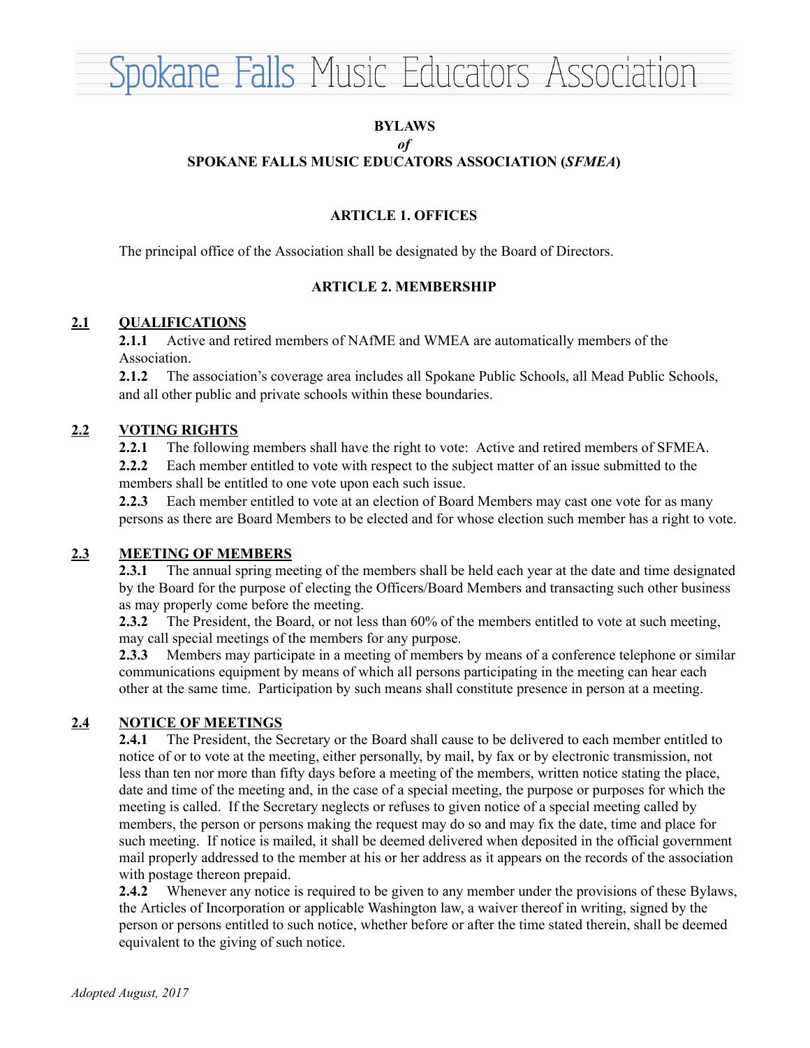# Spokane Falls Music Educators Association

**BYLAWS**

***of***

**SPOKANE FALLS MUSIC EDUCATORS ASSOCIATION (*SFMEA*)**

## ARTICLE 1. OFFICES

The principal office of the Association shall be designated by the Board of Directors.

## ARTICLE 2. MEMBERSHIP

### 2.1 QUALIFICATIONS

**2.1.1** Active and retired members of NAfME and WMEA are automatically members of the Association.

**2.1.2** The association's coverage area includes all Spokane Public Schools, all Mead Public Schools, and all other public and private schools within these boundaries.

### 2.2 VOTING RIGHTS

**2.2.1** The following members shall have the right to vote: Active and retired members of SFMEA.

**2.2.2** Each member entitled to vote with respect to the subject matter of an issue submitted to the members shall be entitled to one vote upon each such issue.

**2.2.3** Each member entitled to vote at an election of Board Members may cast one vote for as many persons as there are Board Members to be elected and for whose election such member has a right to vote.

### 2.3 MEETING OF MEMBERS

**2.3.1** The annual spring meeting of the members shall be held each year at the date and time designated by the Board for the purpose of electing the Officers/Board Members and transacting such other business as may properly come before the meeting.

**2.3.2** The President, the Board, or not less than 60% of the members entitled to vote at such meeting, may call special meetings of the members for any purpose.

**2.3.3** Members may participate in a meeting of members by means of a conference telephone or similar communications equipment by means of which all persons participating in the meeting can hear each other at the same time. Participation by such means shall constitute presence in person at a meeting.

### 2.4 NOTICE OF MEETINGS

**2.4.1** The President, the Secretary or the Board shall cause to be delivered to each member entitled to notice of or to vote at the meeting, either personally, by mail, by fax or by electronic transmission, not less than ten nor more than fifty days before a meeting of the members, written notice stating the place, date and time of the meeting and, in the case of a special meeting, the purpose or purposes for which the meeting is called. If the Secretary neglects or refuses to given notice of a special meeting called by members, the person or persons making the request may do so and may fix the date, time and place for such meeting. If notice is mailed, it shall be deemed delivered when deposited in the official government mail properly addressed to the member at his or her address as it appears on the records of the association with postage thereon prepaid.

**2.4.2** Whenever any notice is required to be given to any member under the provisions of these Bylaws, the Articles of Incorporation or applicable Washington law, a waiver thereof in writing, signed by the person or persons entitled to such notice, whether before or after the time stated therein, shall be deemed equivalent to the giving of such notice.

*Adopted August, 2017*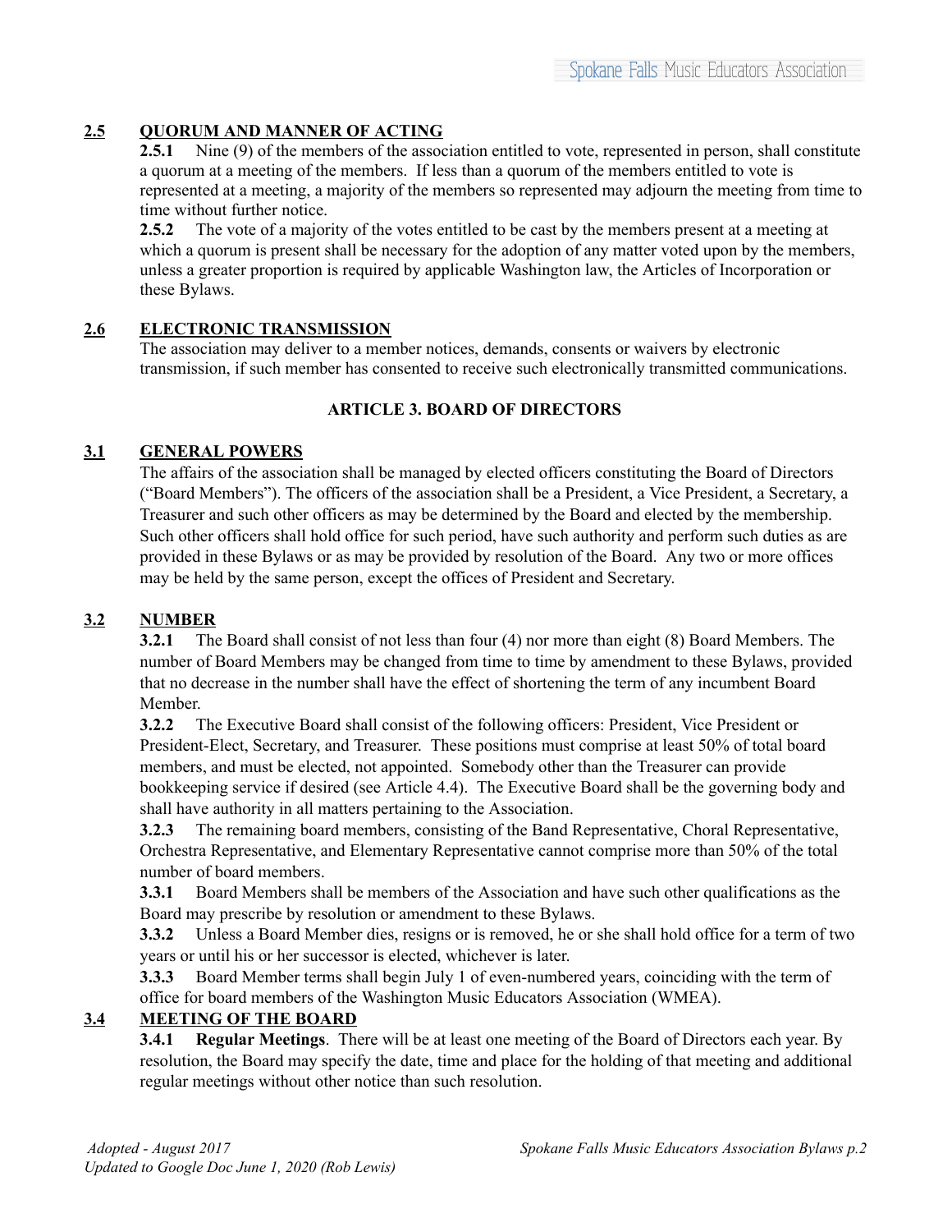## 2.5 QUORUM AND MANNER OF ACTING

**2.5.1** Nine (9) of the members of the association entitled to vote, represented in person, shall constitute a quorum at a meeting of the members. If less than a quorum of the members entitled to vote is represented at a meeting, a majority of the members so represented may adjourn the meeting from time to time without further notice.

**2.5.2** The vote of a majority of the votes entitled to be cast by the members present at a meeting at which a quorum is present shall be necessary for the adoption of any matter voted upon by the members, unless a greater proportion is required by applicable Washington law, the Articles of Incorporation or these Bylaws.

## 2.6 ELECTRONIC TRANSMISSION

The association may deliver to a member notices, demands, consents or waivers by electronic transmission, if such member has consented to receive such electronically transmitted communications.

# ARTICLE 3. BOARD OF DIRECTORS

## 3.1 GENERAL POWERS

The affairs of the association shall be managed by elected officers constituting the Board of Directors ("Board Members"). The officers of the association shall be a President, a Vice President, a Secretary, a Treasurer and such other officers as may be determined by the Board and elected by the membership. Such other officers shall hold office for such period, have such authority and perform such duties as are provided in these Bylaws or as may be provided by resolution of the Board. Any two or more offices may be held by the same person, except the offices of President and Secretary.

## 3.2 NUMBER

**3.2.1** The Board shall consist of not less than four (4) nor more than eight (8) Board Members. The number of Board Members may be changed from time to time by amendment to these Bylaws, provided that no decrease in the number shall have the effect of shortening the term of any incumbent Board Member.

**3.2.2** The Executive Board shall consist of the following officers: President, Vice President or President-Elect, Secretary, and Treasurer. These positions must comprise at least 50% of total board members, and must be elected, not appointed. Somebody other than the Treasurer can provide bookkeeping service if desired (see Article 4.4). The Executive Board shall be the governing body and shall have authority in all matters pertaining to the Association.

**3.2.3** The remaining board members, consisting of the Band Representative, Choral Representative, Orchestra Representative, and Elementary Representative cannot comprise more than 50% of the total number of board members.

**3.3.1** Board Members shall be members of the Association and have such other qualifications as the Board may prescribe by resolution or amendment to these Bylaws.

**3.3.2** Unless a Board Member dies, resigns or is removed, he or she shall hold office for a term of two years or until his or her successor is elected, whichever is later.

**3.3.3** Board Member terms shall begin July 1 of even-numbered years, coinciding with the term of office for board members of the Washington Music Educators Association (WMEA).

## 3.4 MEETING OF THE BOARD

**3.4.1** **Regular Meetings**. There will be at least one meeting of the Board of Directors each year. By resolution, the Board may specify the date, time and place for the holding of that meeting and additional regular meetings without other notice than such resolution.

*Adopted - August 2017*
*Updated to Google Doc June 1, 2020 (Rob Lewis)*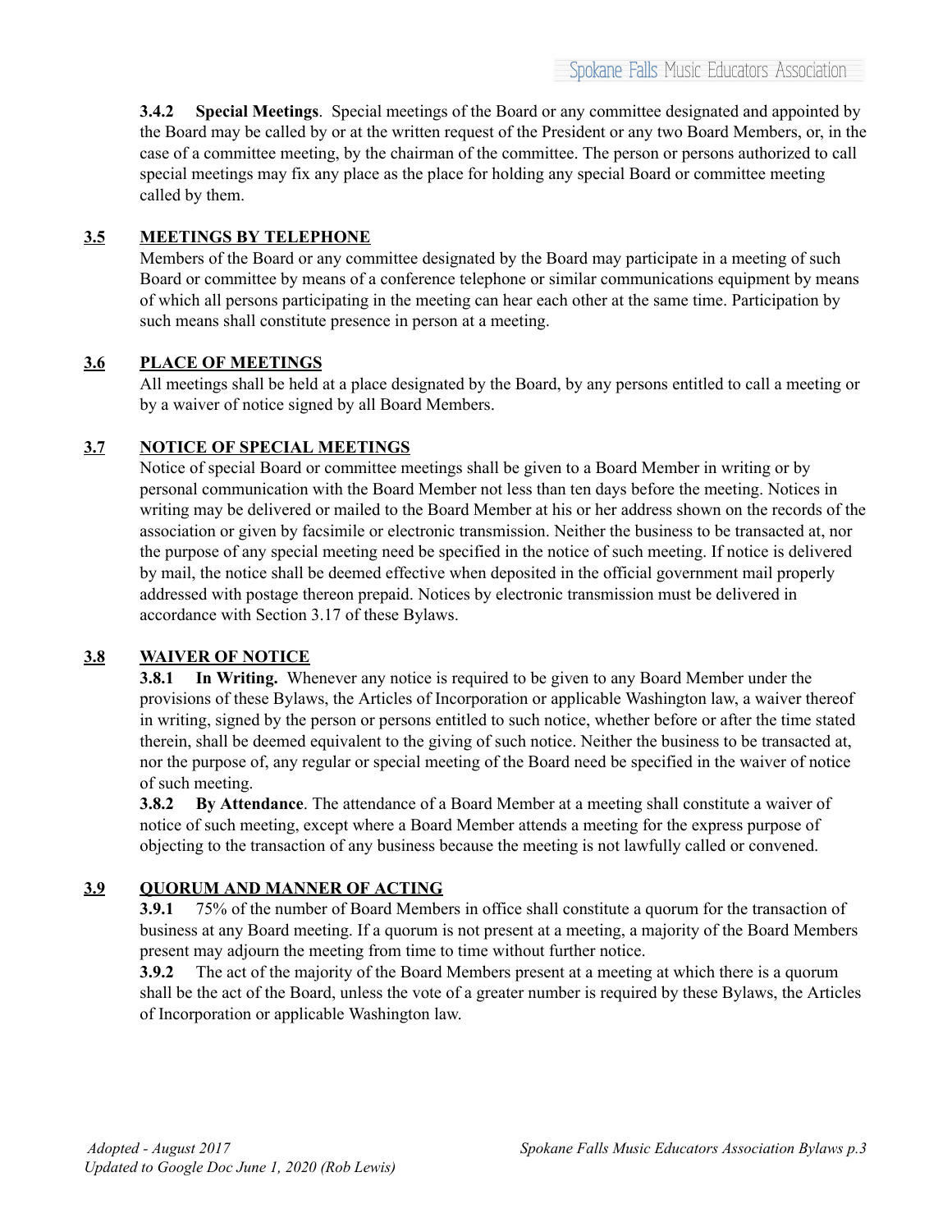**3.4.2 Special Meetings**. Special meetings of the Board or any committee designated and appointed by the Board may be called by or at the written request of the President or any two Board Members, or, in the case of a committee meeting, by the chairman of the committee. The person or persons authorized to call special meetings may fix any place as the place for holding any special Board or committee meeting called by them.

## 3.5 MEETINGS BY TELEPHONE

Members of the Board or any committee designated by the Board may participate in a meeting of such Board or committee by means of a conference telephone or similar communications equipment by means of which all persons participating in the meeting can hear each other at the same time. Participation by such means shall constitute presence in person at a meeting.

## 3.6 PLACE OF MEETINGS

All meetings shall be held at a place designated by the Board, by any persons entitled to call a meeting or by a waiver of notice signed by all Board Members.

## 3.7 NOTICE OF SPECIAL MEETINGS

Notice of special Board or committee meetings shall be given to a Board Member in writing or by personal communication with the Board Member not less than ten days before the meeting. Notices in writing may be delivered or mailed to the Board Member at his or her address shown on the records of the association or given by facsimile or electronic transmission. Neither the business to be transacted at, nor the purpose of any special meeting need be specified in the notice of such meeting. If notice is delivered by mail, the notice shall be deemed effective when deposited in the official government mail properly addressed with postage thereon prepaid. Notices by electronic transmission must be delivered in accordance with Section 3.17 of these Bylaws.

## 3.8 WAIVER OF NOTICE

**3.8.1 In Writing.** Whenever any notice is required to be given to any Board Member under the provisions of these Bylaws, the Articles of Incorporation or applicable Washington law, a waiver thereof in writing, signed by the person or persons entitled to such notice, whether before or after the time stated therein, shall be deemed equivalent to the giving of such notice. Neither the business to be transacted at, nor the purpose of, any regular or special meeting of the Board need be specified in the waiver of notice of such meeting.

**3.8.2 By Attendance**. The attendance of a Board Member at a meeting shall constitute a waiver of notice of such meeting, except where a Board Member attends a meeting for the express purpose of objecting to the transaction of any business because the meeting is not lawfully called or convened.

## 3.9 QUORUM AND MANNER OF ACTING

**3.9.1** 75% of the number of Board Members in office shall constitute a quorum for the transaction of business at any Board meeting. If a quorum is not present at a meeting, a majority of the Board Members present may adjourn the meeting from time to time without further notice.

**3.9.2** The act of the majority of the Board Members present at a meeting at which there is a quorum shall be the act of the Board, unless the vote of a greater number is required by these Bylaws, the Articles of Incorporation or applicable Washington law.

*Adopted - August 2017*
*Updated to Google Doc June 1, 2020 (Rob Lewis)*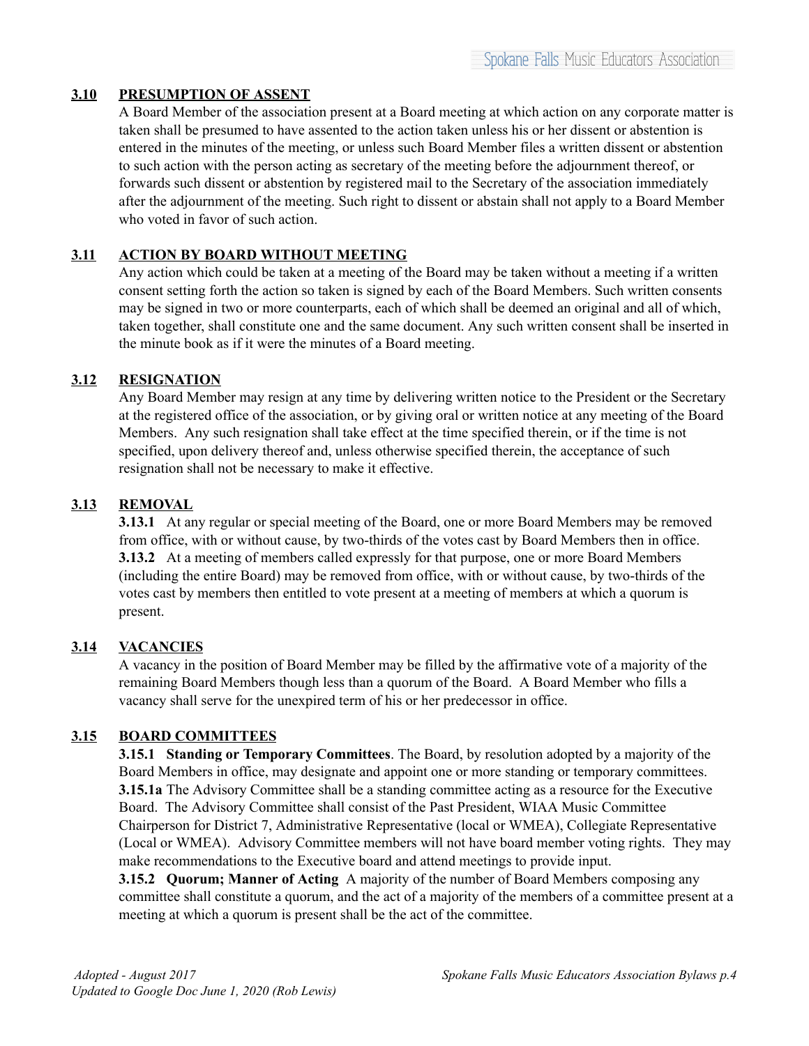### 3.10 PRESUMPTION OF ASSENT

A Board Member of the association present at a Board meeting at which action on any corporate matter is taken shall be presumed to have assented to the action taken unless his or her dissent or abstention is entered in the minutes of the meeting, or unless such Board Member files a written dissent or abstention to such action with the person acting as secretary of the meeting before the adjournment thereof, or forwards such dissent or abstention by registered mail to the Secretary of the association immediately after the adjournment of the meeting. Such right to dissent or abstain shall not apply to a Board Member who voted in favor of such action.

### 3.11 ACTION BY BOARD WITHOUT MEETING

Any action which could be taken at a meeting of the Board may be taken without a meeting if a written consent setting forth the action so taken is signed by each of the Board Members. Such written consents may be signed in two or more counterparts, each of which shall be deemed an original and all of which, taken together, shall constitute one and the same document. Any such written consent shall be inserted in the minute book as if it were the minutes of a Board meeting.

### 3.12 RESIGNATION

Any Board Member may resign at any time by delivering written notice to the President or the Secretary at the registered office of the association, or by giving oral or written notice at any meeting of the Board Members. Any such resignation shall take effect at the time specified therein, or if the time is not specified, upon delivery thereof and, unless otherwise specified therein, the acceptance of such resignation shall not be necessary to make it effective.

### 3.13 REMOVAL

**3.13.1** At any regular or special meeting of the Board, one or more Board Members may be removed from office, with or without cause, by two-thirds of the votes cast by Board Members then in office.
**3.13.2** At a meeting of members called expressly for that purpose, one or more Board Members (including the entire Board) may be removed from office, with or without cause, by two-thirds of the votes cast by members then entitled to vote present at a meeting of members at which a quorum is present.

### 3.14 VACANCIES

A vacancy in the position of Board Member may be filled by the affirmative vote of a majority of the remaining Board Members though less than a quorum of the Board. A Board Member who fills a vacancy shall serve for the unexpired term of his or her predecessor in office.

### 3.15 BOARD COMMITTEES

**3.15.1 Standing or Temporary Committees**. The Board, by resolution adopted by a majority of the Board Members in office, may designate and appoint one or more standing or temporary committees.
**3.15.1a** The Advisory Committee shall be a standing committee acting as a resource for the Executive Board. The Advisory Committee shall consist of the Past President, WIAA Music Committee Chairperson for District 7, Administrative Representative (local or WMEA), Collegiate Representative (Local or WMEA). Advisory Committee members will not have board member voting rights. They may make recommendations to the Executive board and attend meetings to provide input.
**3.15.2 Quorum; Manner of Acting** A majority of the number of Board Members composing any committee shall constitute a quorum, and the act of a majority of the members of a committee present at a meeting at which a quorum is present shall be the act of the committee.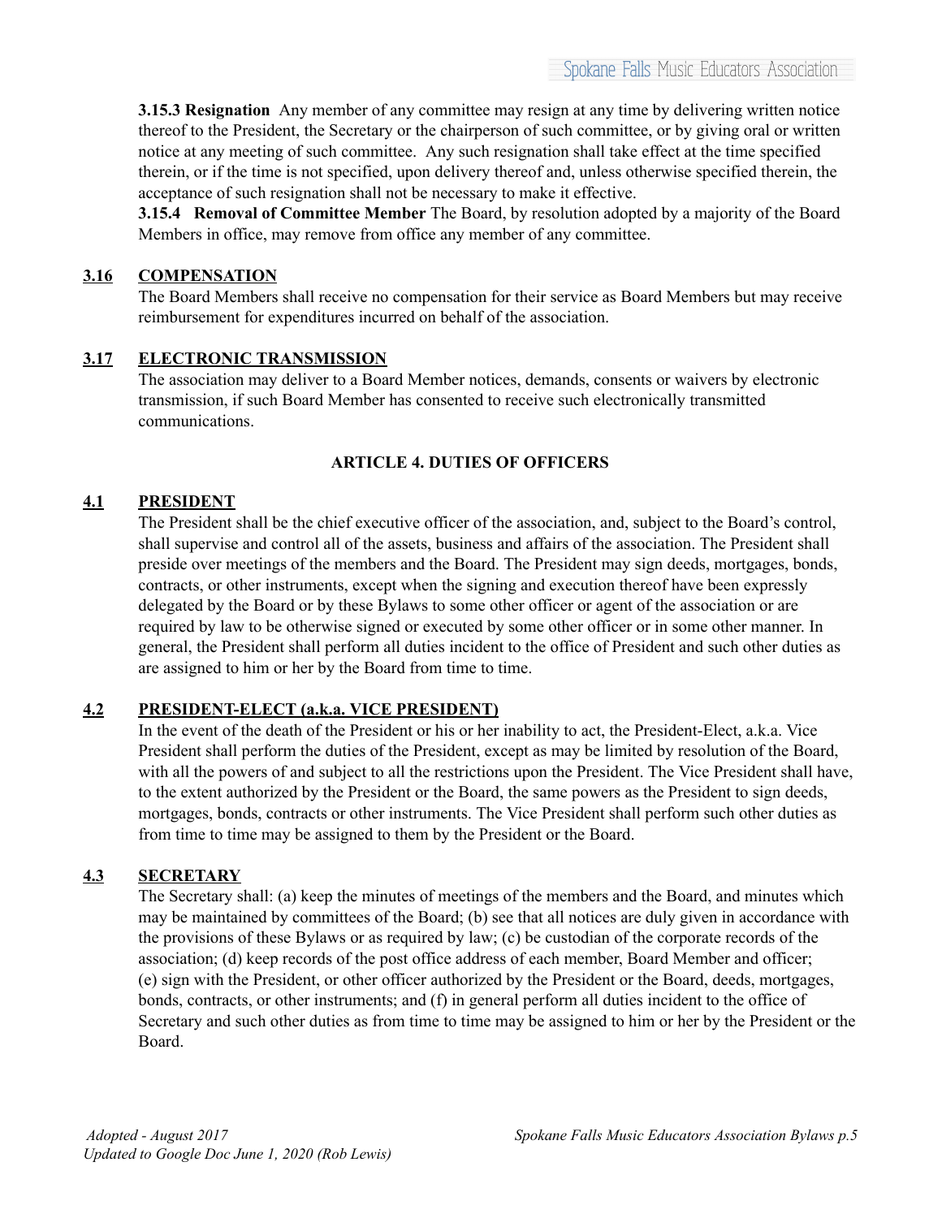**3.15.3 Resignation** Any member of any committee may resign at any time by delivering written notice thereof to the President, the Secretary or the chairperson of such committee, or by giving oral or written notice at any meeting of such committee. Any such resignation shall take effect at the time specified therein, or if the time is not specified, upon delivery thereof and, unless otherwise specified therein, the acceptance of such resignation shall not be necessary to make it effective.

**3.15.4 Removal of Committee Member** The Board, by resolution adopted by a majority of the Board Members in office, may remove from office any member of any committee.

### 3.16 COMPENSATION

The Board Members shall receive no compensation for their service as Board Members but may receive reimbursement for expenditures incurred on behalf of the association.

### 3.17 ELECTRONIC TRANSMISSION

The association may deliver to a Board Member notices, demands, consents or waivers by electronic transmission, if such Board Member has consented to receive such electronically transmitted communications.

## ARTICLE 4. DUTIES OF OFFICERS

### 4.1 PRESIDENT

The President shall be the chief executive officer of the association, and, subject to the Board's control, shall supervise and control all of the assets, business and affairs of the association. The President shall preside over meetings of the members and the Board. The President may sign deeds, mortgages, bonds, contracts, or other instruments, except when the signing and execution thereof have been expressly delegated by the Board or by these Bylaws to some other officer or agent of the association or are required by law to be otherwise signed or executed by some other officer or in some other manner. In general, the President shall perform all duties incident to the office of President and such other duties as are assigned to him or her by the Board from time to time.

### 4.2 PRESIDENT-ELECT (a.k.a. VICE PRESIDENT)

In the event of the death of the President or his or her inability to act, the President-Elect, a.k.a. Vice President shall perform the duties of the President, except as may be limited by resolution of the Board, with all the powers of and subject to all the restrictions upon the President. The Vice President shall have, to the extent authorized by the President or the Board, the same powers as the President to sign deeds, mortgages, bonds, contracts or other instruments. The Vice President shall perform such other duties as from time to time may be assigned to them by the President or the Board.

### 4.3 SECRETARY

The Secretary shall: (a) keep the minutes of meetings of the members and the Board, and minutes which may be maintained by committees of the Board; (b) see that all notices are duly given in accordance with the provisions of these Bylaws or as required by law; (c) be custodian of the corporate records of the association; (d) keep records of the post office address of each member, Board Member and officer; (e) sign with the President, or other officer authorized by the President or the Board, deeds, mortgages, bonds, contracts, or other instruments; and (f) in general perform all duties incident to the office of Secretary and such other duties as from time to time may be assigned to him or her by the President or the Board.

*Adopted - August 2017*
*Updated to Google Doc June 1, 2020 (Rob Lewis)*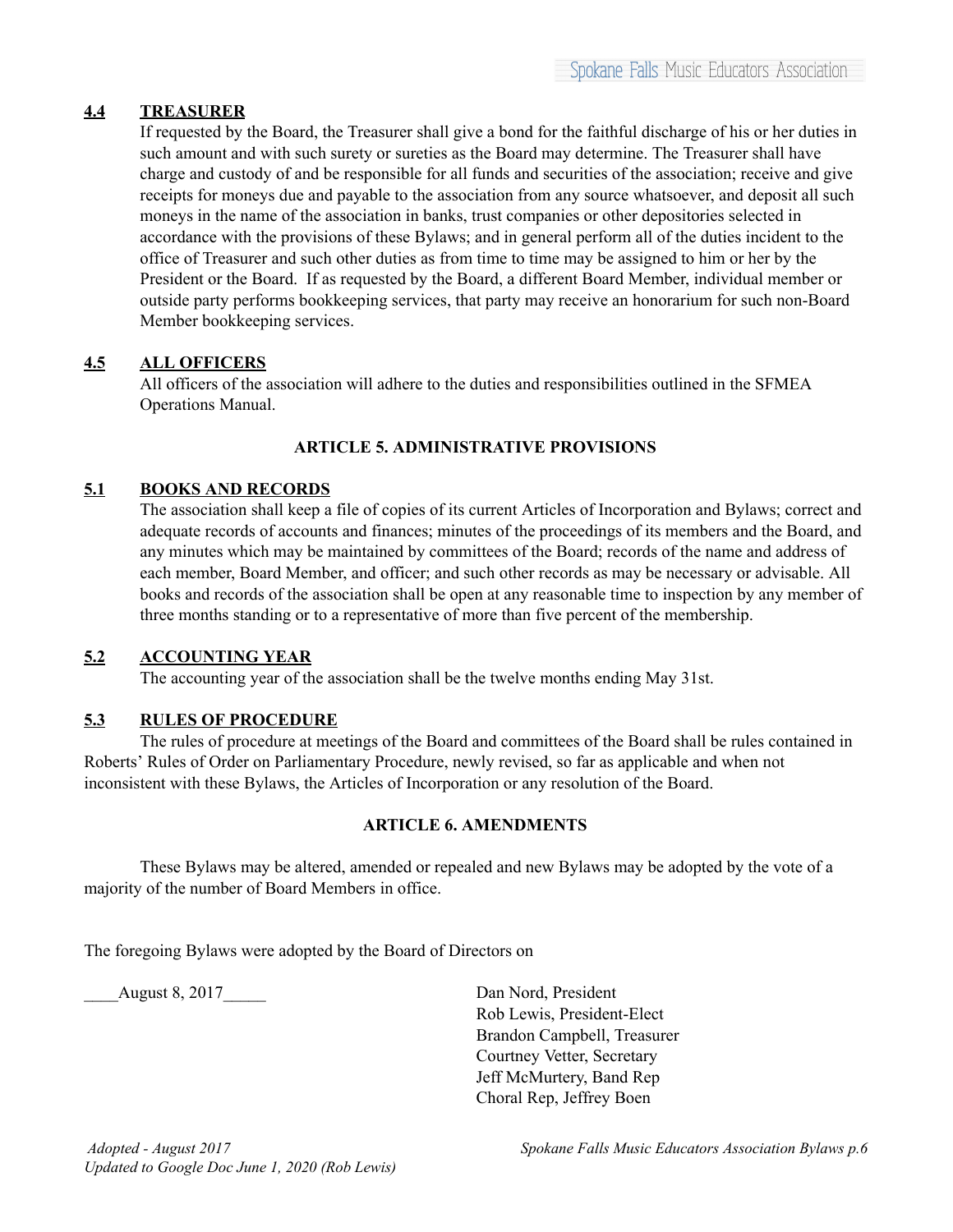**4.4 TREASURER**

If requested by the Board, the Treasurer shall give a bond for the faithful discharge of his or her duties in such amount and with such surety or sureties as the Board may determine. The Treasurer shall have charge and custody of and be responsible for all funds and securities of the association; receive and give receipts for moneys due and payable to the association from any source whatsoever, and deposit all such moneys in the name of the association in banks, trust companies or other depositories selected in accordance with the provisions of these Bylaws; and in general perform all of the duties incident to the office of Treasurer and such other duties as from time to time may be assigned to him or her by the President or the Board. If as requested by the Board, a different Board Member, individual member or outside party performs bookkeeping services, that party may receive an honorarium for such non-Board Member bookkeeping services.

**4.5 ALL OFFICERS**

All officers of the association will adhere to the duties and responsibilities outlined in the SFMEA Operations Manual.

## ARTICLE 5. ADMINISTRATIVE PROVISIONS

**5.1 BOOKS AND RECORDS**

The association shall keep a file of copies of its current Articles of Incorporation and Bylaws; correct and adequate records of accounts and finances; minutes of the proceedings of its members and the Board, and any minutes which may be maintained by committees of the Board; records of the name and address of each member, Board Member, and officer; and such other records as may be necessary or advisable. All books and records of the association shall be open at any reasonable time to inspection by any member of three months standing or to a representative of more than five percent of the membership.

**5.2 ACCOUNTING YEAR**

The accounting year of the association shall be the twelve months ending May 31st.

**5.3 RULES OF PROCEDURE**

The rules of procedure at meetings of the Board and committees of the Board shall be rules contained in Roberts' Rules of Order on Parliamentary Procedure, newly revised, so far as applicable and when not inconsistent with these Bylaws, the Articles of Incorporation or any resolution of the Board.

## ARTICLE 6. AMENDMENTS

These Bylaws may be altered, amended or repealed and new Bylaws may be adopted by the vote of a majority of the number of Board Members in office.

The foregoing Bylaws were adopted by the Board of Directors on

____August 8, 2017_____

Dan Nord, President
Rob Lewis, President-Elect
Brandon Campbell, Treasurer
Courtney Vetter, Secretary
Jeff McMurtery, Band Rep
Choral Rep, Jeffrey Boen

*Adopted - August 2017*
*Updated to Google Doc June 1, 2020 (Rob Lewis)*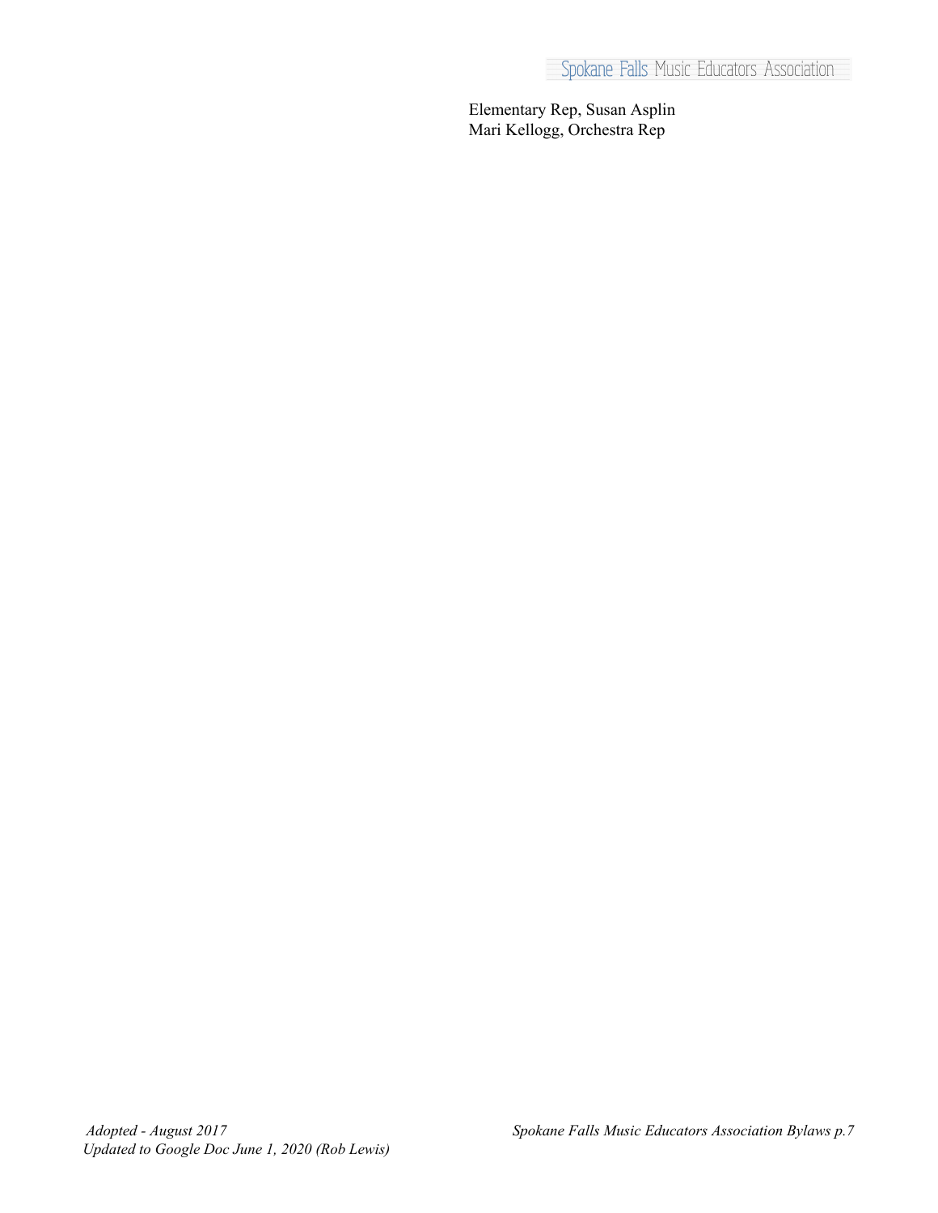Elementary Rep, Susan Asplin
Mari Kellogg, Orchestra Rep